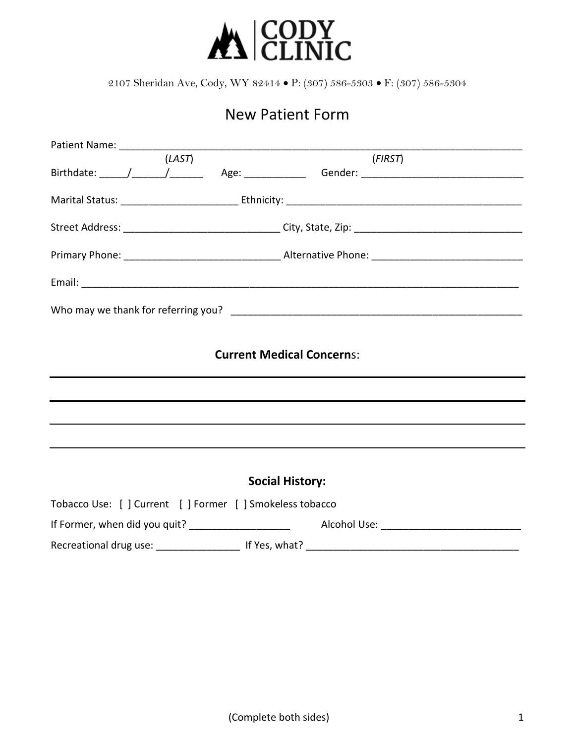# CODY CLINIC

2107 Sheridan Ave, Cody, WY 82414 • P: (307) 586-5303 • F: (307) 586-5304

## New Patient Form

Patient Name: ___________________________________________________________________________
(*LAST*) (*FIRST*)

Birthdate: _____/______/______ Age: ___________ Gender: _____________________________

Marital Status: _____________________ Ethnicity: __________________________________________

Street Address: ____________________________ City, State, Zip: ______________________________

Primary Phone: ____________________________ Alternative Phone: ___________________________

Email: ________________________________________________________________________________

Who may we thank for referring you? ______________________________________________________

### Current Medical Concerns:

________________________________________________________________________________

________________________________________________________________________________

________________________________________________________________________________

________________________________________________________________________________

### Social History:

Tobacco Use: [ ] Current [ ] Former [ ] Smokeless tobacco

If Former, when did you quit? __________________ Alcohol Use: _________________________

Recreational drug use: _______________ If Yes, what? _______________________________________

(Complete both sides)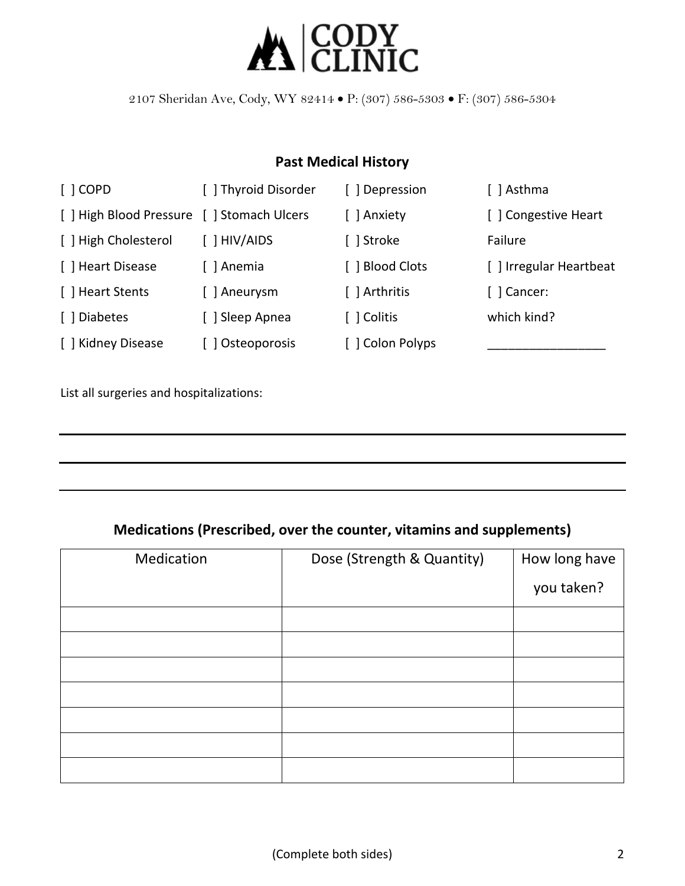# CODY CLINIC

2107 Sheridan Ave, Cody, WY 82414 • P: (307) 586-5303 • F: (307) 586-5304

## Past Medical History

[ ] COPD
[ ] High Blood Pressure
[ ] High Cholesterol
[ ] Heart Disease
[ ] Heart Stents
[ ] Diabetes
[ ] Kidney Disease
[ ] Thyroid Disorder
[ ] Stomach Ulcers
[ ] HIV/AIDS
[ ] Anemia
[ ] Aneurysm
[ ] Sleep Apnea
[ ] Osteoporosis
[ ] Depression
[ ] Anxiety
[ ] Stroke
[ ] Blood Clots
[ ] Arthritis
[ ] Colitis
[ ] Colon Polyps
[ ] Asthma
[ ] Congestive Heart Failure
[ ] Irregular Heartbeat
[ ] Cancer: which kind? _________________

List all surgeries and hospitalizations:

______________________________________________________________________

______________________________________________________________________

______________________________________________________________________

## Medications (Prescribed, over the counter, vitamins and supplements)

| Medication | Dose (Strength & Quantity) | How long have you taken? |
|---|---|---|
| | | |
| | | |
| | | |
| | | |
| | | |
| | | |
| | | |

(Complete both sides)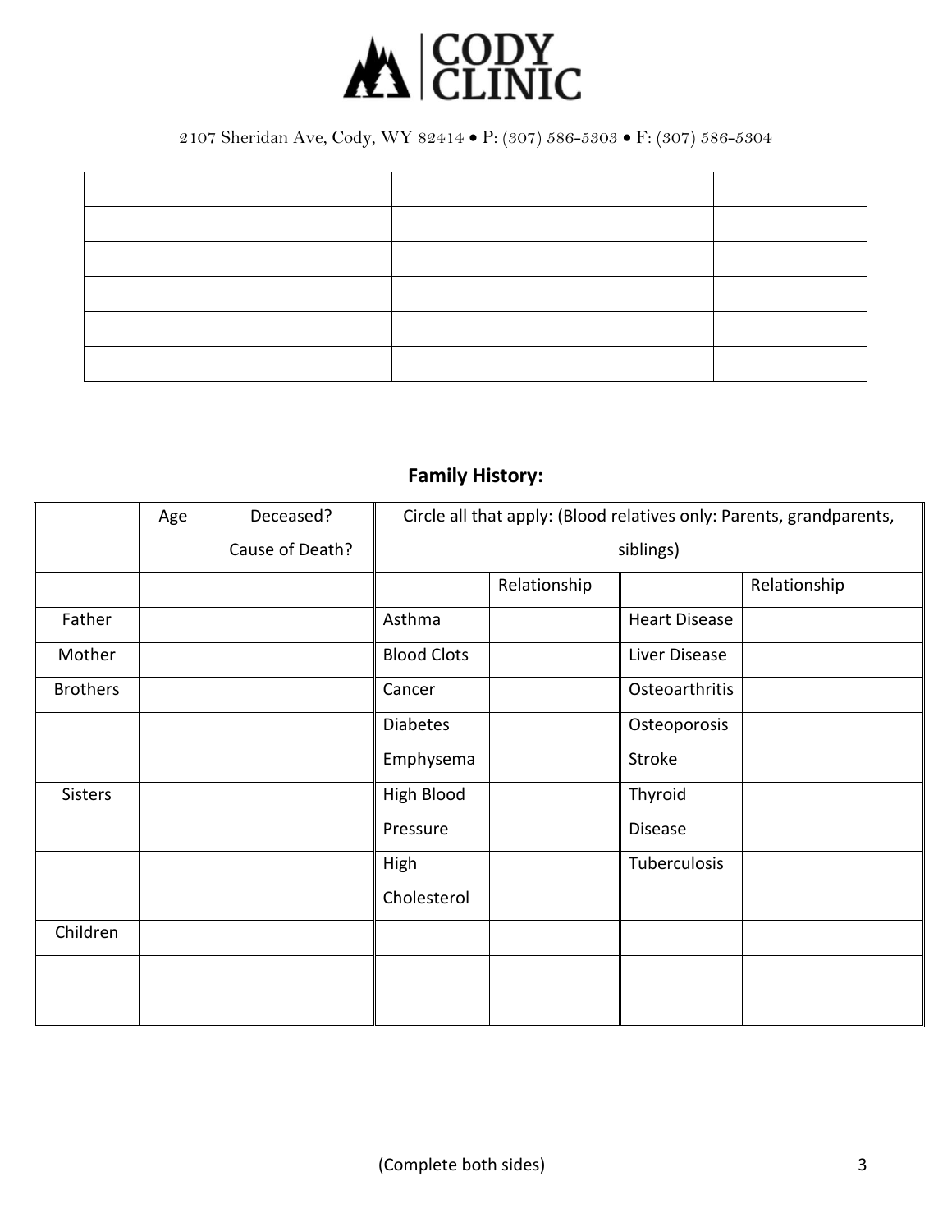# CODY CLINIC

2107 Sheridan Ave, Cody, WY 82414 • P: (307) 586-5303 • F: (307) 586-5304

| | | |
|---|---|---|
| | | |
| | | |
| | | |
| | | |
| | | |
| | | |

## Family History:

| | Age | Deceased? Cause of Death? | Circle all that apply: (Blood relatives only: Parents, grandparents, siblings) | | | |
|---|---|---|---|---|---|---|
| | | | | Relationship | | Relationship |
| Father | | | Asthma | | Heart Disease | |
| Mother | | | Blood Clots | | Liver Disease | |
| Brothers | | | Cancer | | Osteoarthritis | |
| | | | Diabetes | | Osteoporosis | |
| | | | Emphysema | | Stroke | |
| Sisters | | | High Blood Pressure | | Thyroid Disease | |
| | | | High Cholesterol | | Tuberculosis | |
| Children | | | | | | |
| | | | | | | |
| | | | | | | |

(Complete both sides)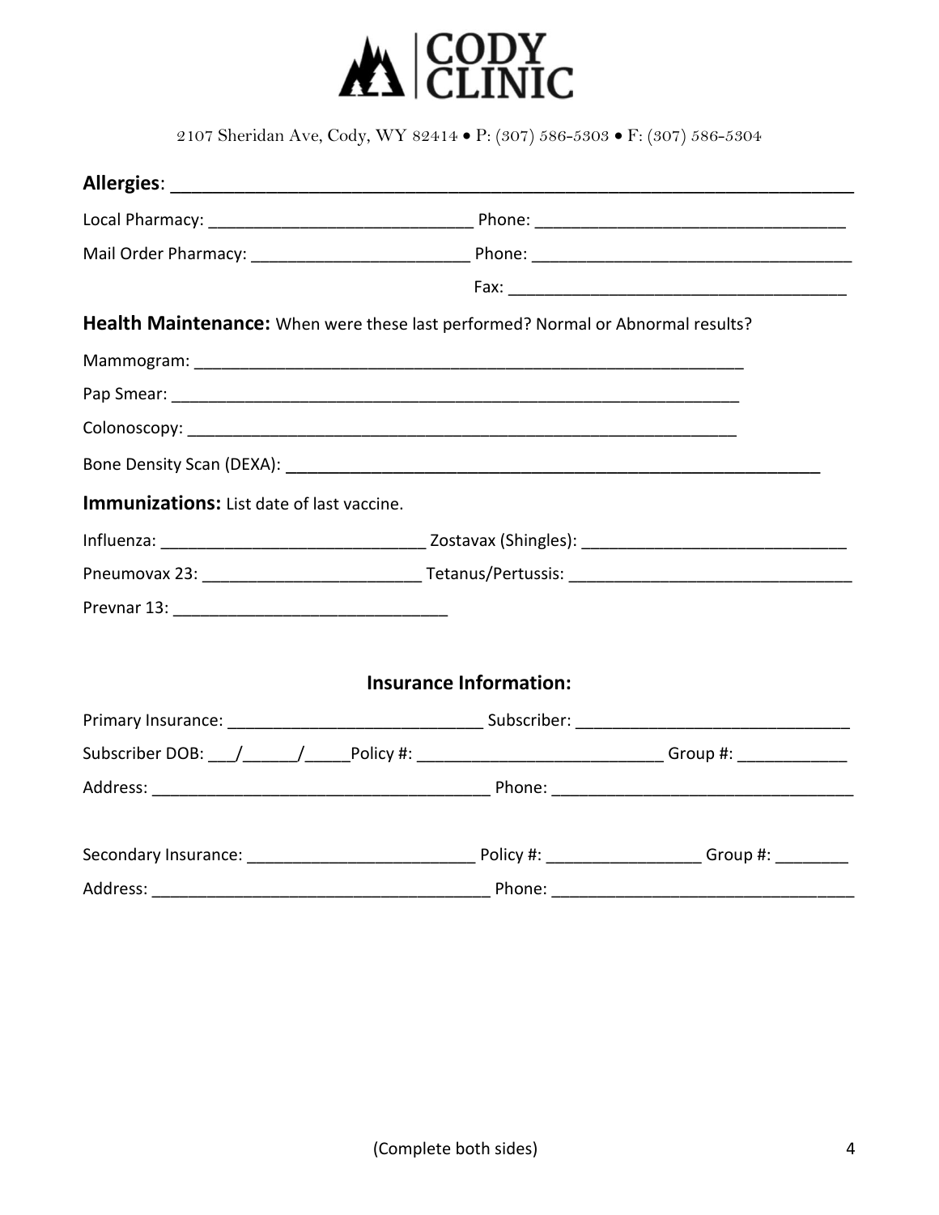# CODY CLINIC

2107 Sheridan Ave, Cody, WY 82414 • P: (307) 586-5303 • F: (307) 586-5304

**Allergies**: ______________________________________________________________________

Local Pharmacy: ____________________________ Phone: _________________________________

Mail Order Pharmacy: _______________________ Phone: __________________________________

Fax: ____________________________________

**Health Maintenance:** When were these last performed? Normal or Abnormal results?

Mammogram: ______________________________________________________________

Pap Smear: _______________________________________________________________

Colonoscopy: ______________________________________________________________

Bone Density Scan (DEXA): _____________________________________________________

**Immunizations:** List date of last vaccine.

Influenza: ____________________________ Zostavax (Shingles): ____________________________

Pneumovax 23: _______________________ Tetanus/Pertussis: ______________________________

Prevnar 13: ____________________________

## Insurance Information:

Primary Insurance: ___________________________ Subscriber: _____________________________

Subscriber DOB: ___/______/_____Policy #: __________________________ Group #: ____________

Address: ____________________________________ Phone: ________________________________

Secondary Insurance: ________________________ Policy #: ________________ Group #: ________

Address: ____________________________________ Phone: ________________________________

(Complete both sides)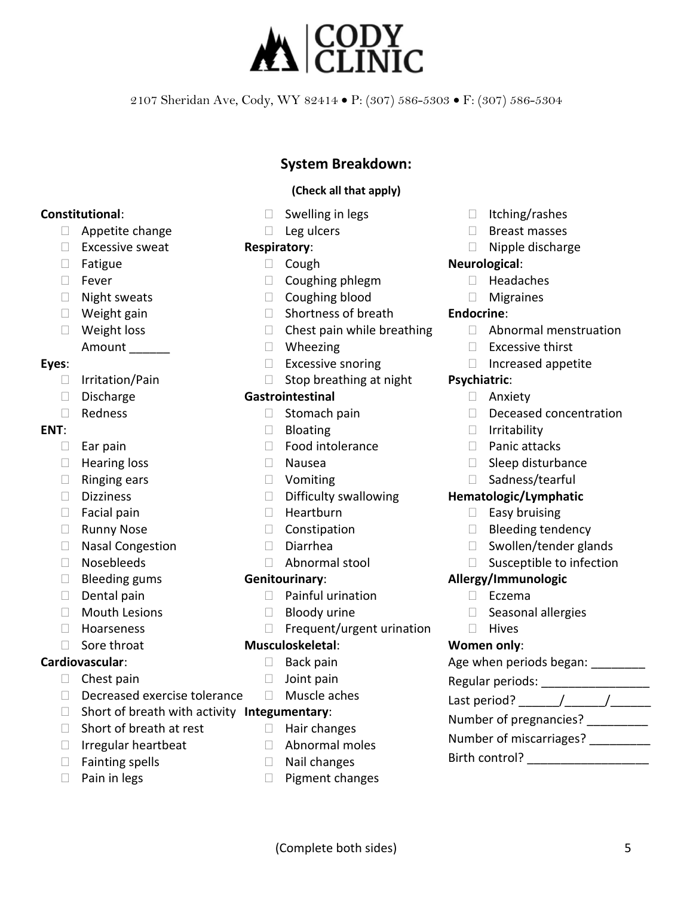# CODY CLINIC

2107 Sheridan Ave, Cody, WY 82414 • P: (307) 586-5303 • F: (307) 586-5304

## System Breakdown:

**(Check all that apply)**

**Constitutional**:
- ☐ Appetite change
- ☐ Excessive sweat
- ☐ Fatigue
- ☐ Fever
- ☐ Night sweats
- ☐ Weight gain
- ☐ Weight loss
  Amount ______

**Eyes**:
- ☐ Irritation/Pain
- ☐ Discharge
- ☐ Redness

**ENT**:
- ☐ Ear pain
- ☐ Hearing loss
- ☐ Ringing ears
- ☐ Dizziness
- ☐ Facial pain
- ☐ Runny Nose
- ☐ Nasal Congestion
- ☐ Nosebleeds
- ☐ Bleeding gums
- ☐ Dental pain
- ☐ Mouth Lesions
- ☐ Hoarseness
- ☐ Sore throat

**Cardiovascular**:
- ☐ Chest pain
- ☐ Decreased exercise tolerance
- ☐ Short of breath with activity
- ☐ Short of breath at rest
- ☐ Irregular heartbeat
- ☐ Fainting spells
- ☐ Pain in legs
- ☐ Swelling in legs
- ☐ Leg ulcers

**Respiratory**:
- ☐ Cough
- ☐ Coughing phlegm
- ☐ Coughing blood
- ☐ Shortness of breath
- ☐ Chest pain while breathing
- ☐ Wheezing
- ☐ Excessive snoring
- ☐ Stop breathing at night

**Gastrointestinal**
- ☐ Stomach pain
- ☐ Bloating
- ☐ Food intolerance
- ☐ Nausea
- ☐ Vomiting
- ☐ Difficulty swallowing
- ☐ Heartburn
- ☐ Constipation
- ☐ Diarrhea
- ☐ Abnormal stool

**Genitourinary**:
- ☐ Painful urination
- ☐ Bloody urine
- ☐ Frequent/urgent urination

**Musculoskeletal**:
- ☐ Back pain
- ☐ Joint pain
- ☐ Muscle aches

**Integumentary**:
- ☐ Hair changes
- ☐ Abnormal moles
- ☐ Nail changes
- ☐ Pigment changes
- ☐ Itching/rashes
- ☐ Breast masses
- ☐ Nipple discharge

**Neurological**:
- ☐ Headaches
- ☐ Migraines

**Endocrine**:
- ☐ Abnormal menstruation
- ☐ Excessive thirst
- ☐ Increased appetite

**Psychiatric**:
- ☐ Anxiety
- ☐ Deceased concentration
- ☐ Irritability
- ☐ Panic attacks
- ☐ Sleep disturbance
- ☐ Sadness/tearful

**Hematologic/Lymphatic**
- ☐ Easy bruising
- ☐ Bleeding tendency
- ☐ Swollen/tender glands
- ☐ Susceptible to infection

**Allergy/Immunologic**
- ☐ Eczema
- ☐ Seasonal allergies
- ☐ Hives

**Women only**:

Age when periods began: ________

Regular periods: ________________

Last period? ______/______/______

Number of pregnancies? _________

Number of miscarriages? _________

Birth control? __________________

(Complete both sides)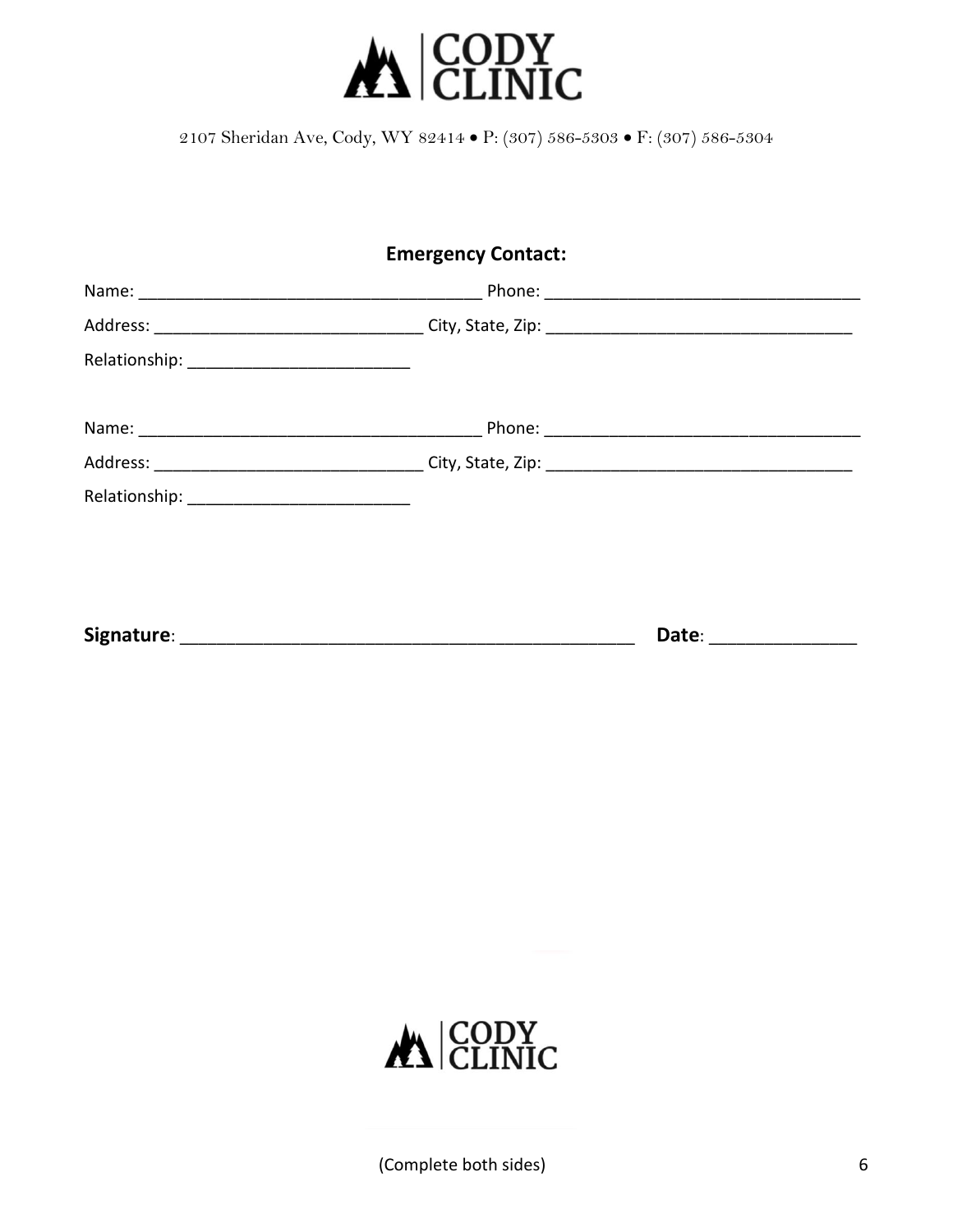# CODY CLINIC

2107 Sheridan Ave, Cody, WY 82414 • P: (307) 586-5303 • F: (307) 586-5304

## Emergency Contact:

Name: ____________________________________ Phone: _________________________________

Address: ____________________________ City, State, Zip: ______________________________

Relationship: _______________________

Name: ____________________________________ Phone: _________________________________

Address: ____________________________ City, State, Zip: ______________________________

Relationship: _______________________

**Signature**: ______________________________________________ **Date**: ______________

CODY CLINIC

(Complete both sides)